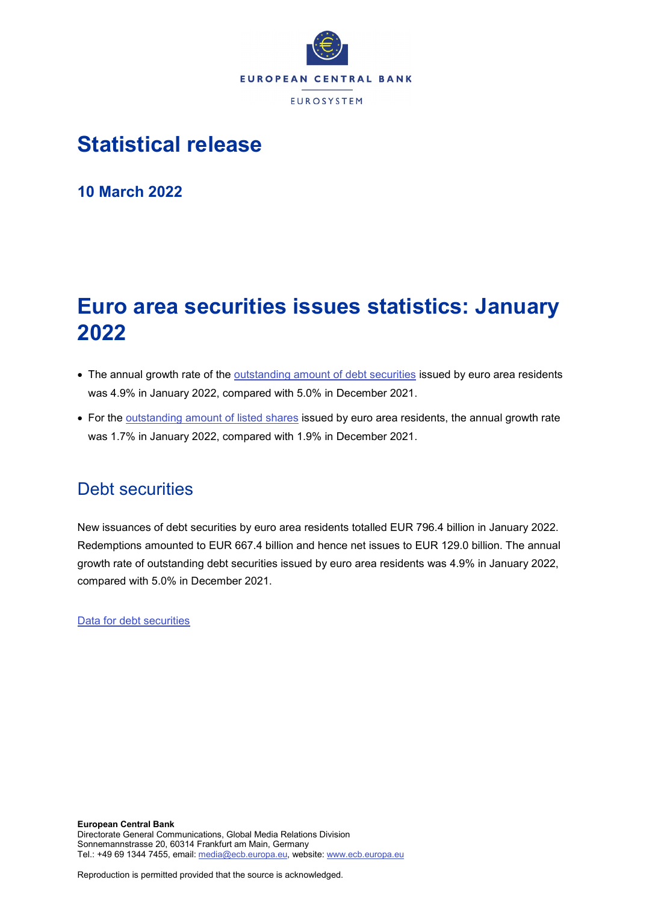EUROPEAN CENTRAL BANK

EUROSYSTEM

# Statistical release

**10 March 2022**

# Euro area securities issues statistics: January 2022

- The annual growth rate of the outstanding amount of debt securities issued by euro area residents was 4.9% in January 2022, compared with 5.0% in December 2021.
- For the outstanding amount of listed shares issued by euro area residents, the annual growth rate was 1.7% in January 2022, compared with 1.9% in December 2021.

## Debt securities

New issuances of debt securities by euro area residents totalled EUR 796.4 billion in January 2022. Redemptions amounted to EUR 667.4 billion and hence net issues to EUR 129.0 billion. The annual growth rate of outstanding debt securities issued by euro area residents was 4.9% in January 2022, compared with 5.0% in December 2021.

Data for debt securities

**European Central Bank**
Directorate General Communications, Global Media Relations Division
Sonnemannstrasse 20, 60314 Frankfurt am Main, Germany
Tel.: +49 69 1344 7455, email: media@ecb.europa.eu, website: www.ecb.europa.eu

Reproduction is permitted provided that the source is acknowledged.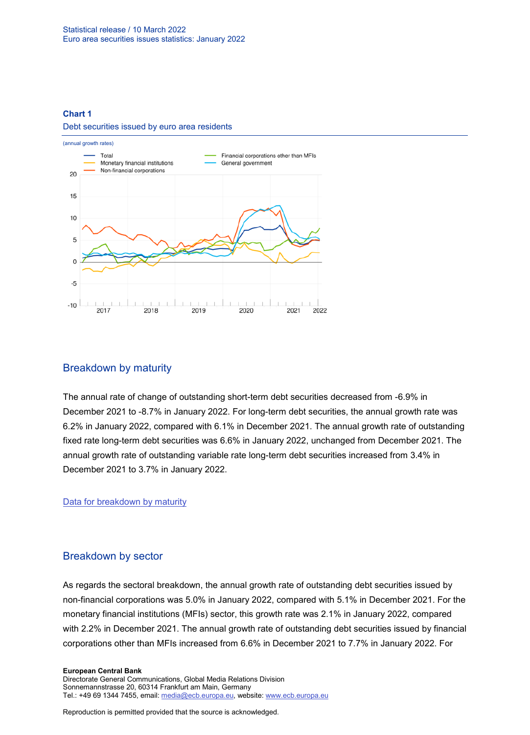**Chart 1**

Debt securities issued by euro area residents

(annual growth rates)

## Breakdown by maturity

The annual rate of change of outstanding short-term debt securities decreased from -6.9% in December 2021 to -8.7% in January 2022. For long-term debt securities, the annual growth rate was 6.2% in January 2022, compared with 6.1% in December 2021. The annual growth rate of outstanding fixed rate long-term debt securities was 6.6% in January 2022, unchanged from December 2021. The annual growth rate of outstanding variable rate long-term debt securities increased from 3.4% in December 2021 to 3.7% in January 2022.

Data for breakdown by maturity

## Breakdown by sector

As regards the sectoral breakdown, the annual growth rate of outstanding debt securities issued by non-financial corporations was 5.0% in January 2022, compared with 5.1% in December 2021. For the monetary financial institutions (MFIs) sector, this growth rate was 2.1% in January 2022, compared with 2.2% in December 2021. The annual growth rate of outstanding debt securities issued by financial corporations other than MFIs increased from 6.6% in December 2021 to 7.7% in January 2022. For

**European Central Bank**
Directorate General Communications, Global Media Relations Division
Sonnemannstrasse 20, 60314 Frankfurt am Main, Germany
Tel.: +49 69 1344 7455, email: media@ecb.europa.eu, website: www.ecb.europa.eu

Reproduction is permitted provided that the source is acknowledged.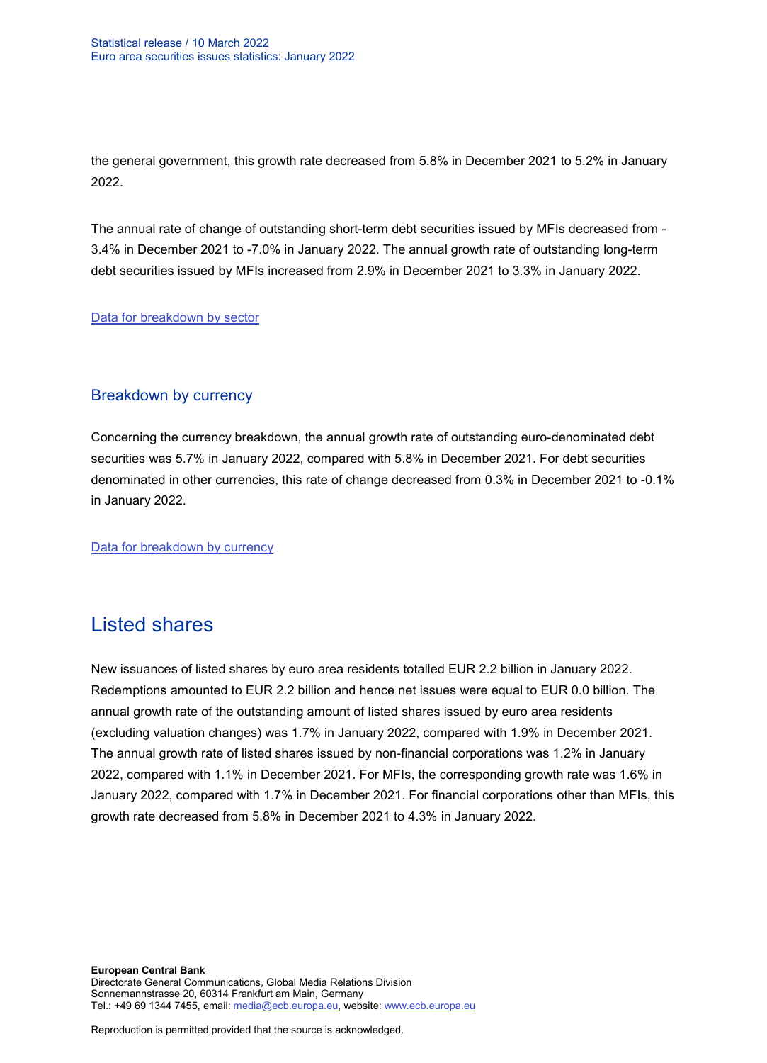the general government, this growth rate decreased from 5.8% in December 2021 to 5.2% in January 2022.

The annual rate of change of outstanding short-term debt securities issued by MFIs decreased from -3.4% in December 2021 to -7.0% in January 2022. The annual growth rate of outstanding long-term debt securities issued by MFIs increased from 2.9% in December 2021 to 3.3% in January 2022.

[Data for breakdown by sector]

### Breakdown by currency

Concerning the currency breakdown, the annual growth rate of outstanding euro-denominated debt securities was 5.7% in January 2022, compared with 5.8% in December 2021. For debt securities denominated in other currencies, this rate of change decreased from 0.3% in December 2021 to -0.1% in January 2022.

[Data for breakdown by currency]

## Listed shares

New issuances of listed shares by euro area residents totalled EUR 2.2 billion in January 2022. Redemptions amounted to EUR 2.2 billion and hence net issues were equal to EUR 0.0 billion. The annual growth rate of the outstanding amount of listed shares issued by euro area residents (excluding valuation changes) was 1.7% in January 2022, compared with 1.9% in December 2021. The annual growth rate of listed shares issued by non-financial corporations was 1.2% in January 2022, compared with 1.1% in December 2021. For MFIs, the corresponding growth rate was 1.6% in January 2022, compared with 1.7% in December 2021. For financial corporations other than MFIs, this growth rate decreased from 5.8% in December 2021 to 4.3% in January 2022.

**European Central Bank**
Directorate General Communications, Global Media Relations Division
Sonnemannstrasse 20, 60314 Frankfurt am Main, Germany
Tel.: +49 69 1344 7455, email: media@ecb.europa.eu, website: www.ecb.europa.eu

Reproduction is permitted provided that the source is acknowledged.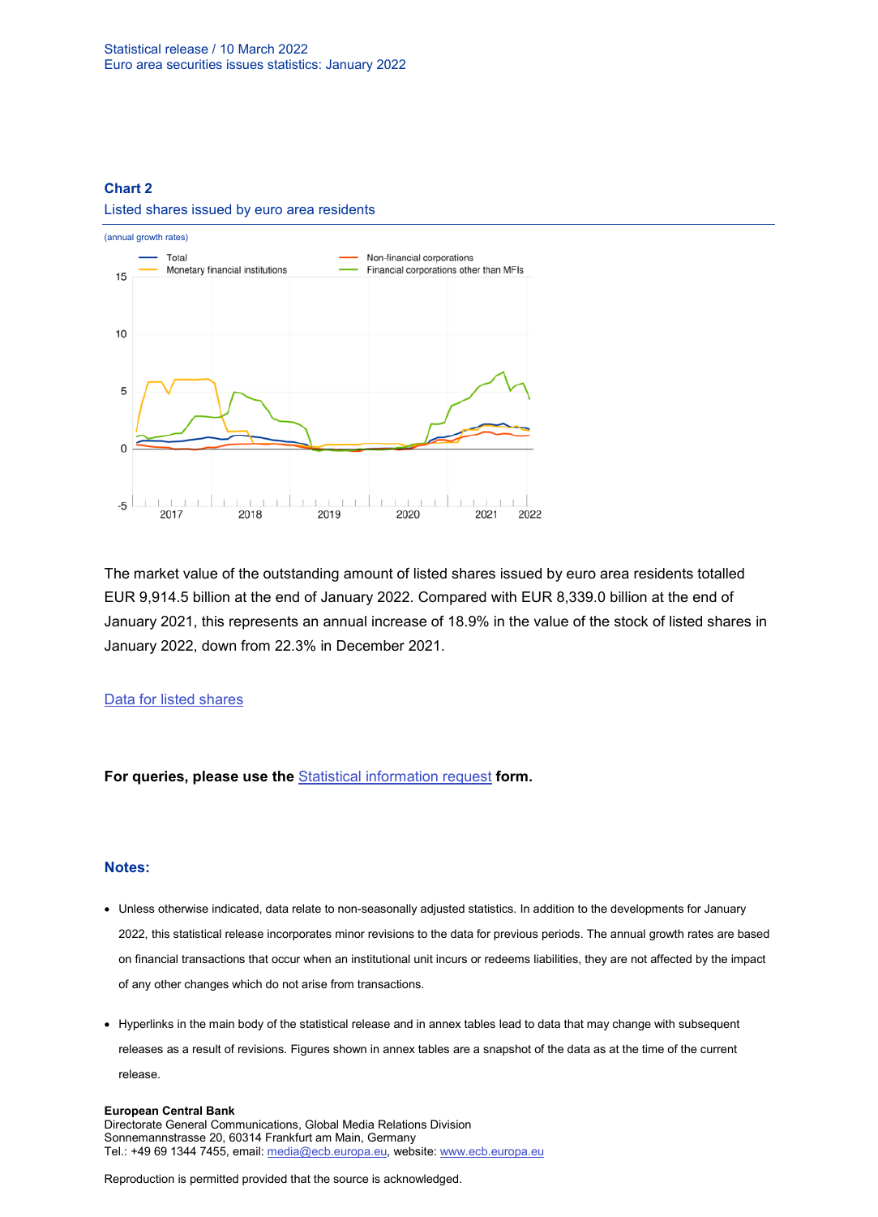**Chart 2**

Listed shares issued by euro area residents

(annual growth rates)

The market value of the outstanding amount of listed shares issued by euro area residents totalled EUR 9,914.5 billion at the end of January 2022. Compared with EUR 8,339.0 billion at the end of January 2021, this represents an annual increase of 18.9% in the value of the stock of listed shares in January 2022, down from 22.3% in December 2021.

[Data for listed shares]

**For queries, please use the [Statistical information request] form.**

## Notes:

- Unless otherwise indicated, data relate to non-seasonally adjusted statistics. In addition to the developments for January 2022, this statistical release incorporates minor revisions to the data for previous periods. The annual growth rates are based on financial transactions that occur when an institutional unit incurs or redeems liabilities, they are not affected by the impact of any other changes which do not arise from transactions.
- Hyperlinks in the main body of the statistical release and in annex tables lead to data that may change with subsequent releases as a result of revisions. Figures shown in annex tables are a snapshot of the data as at the time of the current release.

**European Central Bank**
Directorate General Communications, Global Media Relations Division
Sonnemannstrasse 20, 60314 Frankfurt am Main, Germany
Tel.: +49 69 1344 7455, email: media@ecb.europa.eu, website: www.ecb.europa.eu

Reproduction is permitted provided that the source is acknowledged.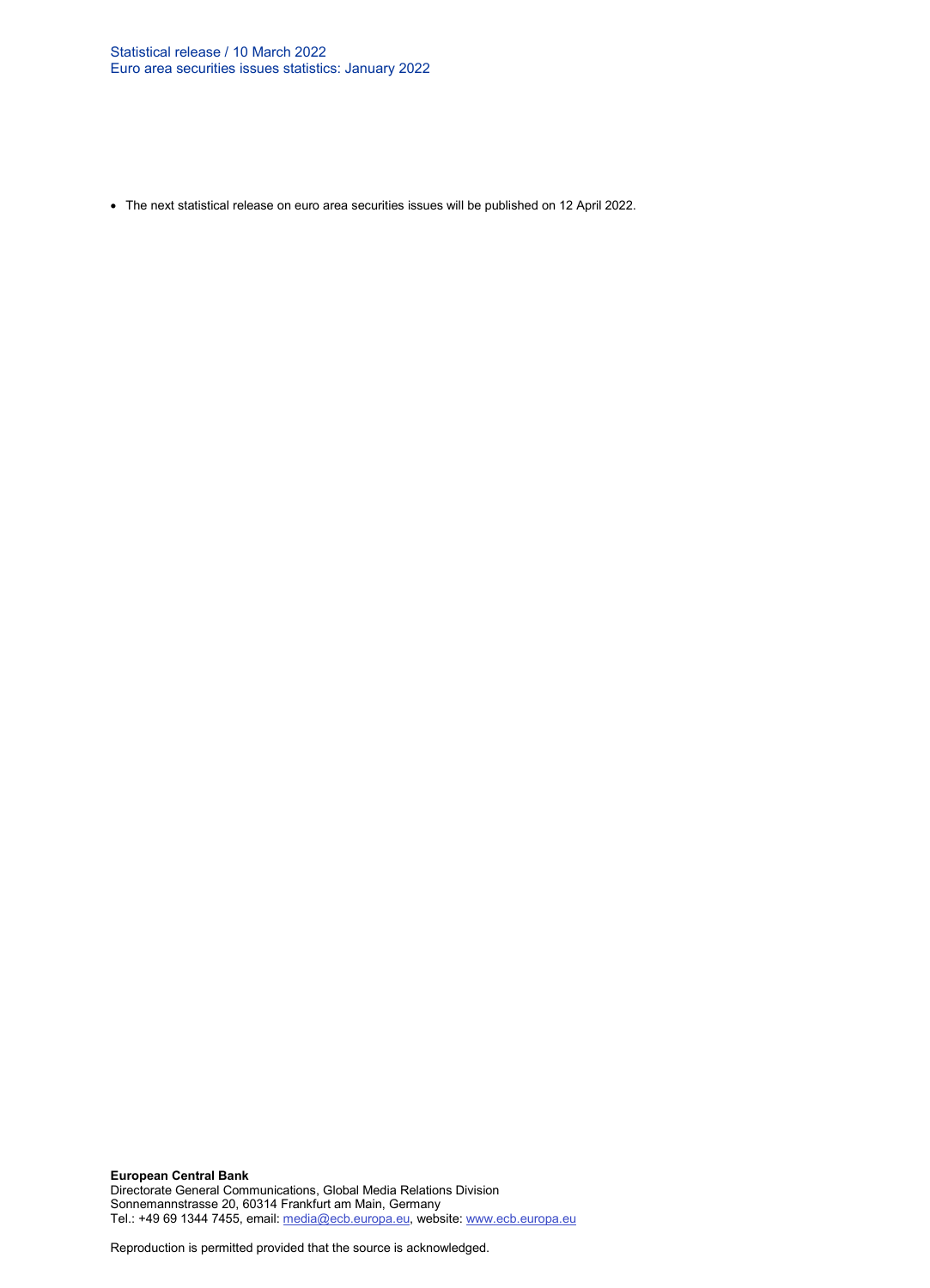- The next statistical release on euro area securities issues will be published on 12 April 2022.

**European Central Bank**
Directorate General Communications, Global Media Relations Division
Sonnemannstrasse 20, 60314 Frankfurt am Main, Germany
Tel.: +49 69 1344 7455, email: media@ecb.europa.eu, website: www.ecb.europa.eu

Reproduction is permitted provided that the source is acknowledged.